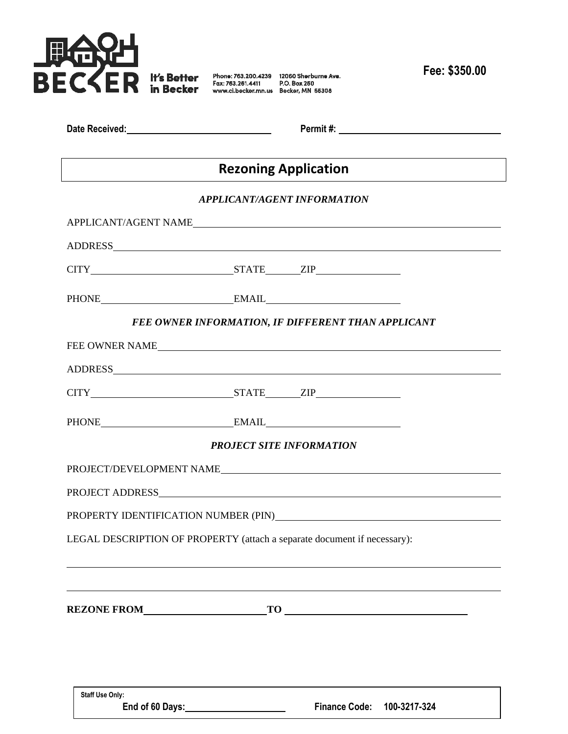BECKER It's Better in Becker

Phone: 763.200.4239
Fax: 763.261.4411
www.ci.becker.mn.us

12060 Sherburne Ave.
P.O. Box 250
Becker, MN 55308

**Fee: $350.00**

**Date Received:** ______________________ **Permit #:** ______________________

# Rezoning Application

***APPLICANT/AGENT INFORMATION***

APPLICANT/AGENT NAME ____________________________________________

ADDRESS ____________________________________________

CITY ______________________ STATE ________ ZIP ______________

PHONE ______________________ EMAIL ______________________

***FEE OWNER INFORMATION, IF DIFFERENT THAN APPLICANT***

FEE OWNER NAME ____________________________________________

ADDRESS ____________________________________________

CITY ______________________ STATE ________ ZIP ______________

PHONE ______________________ EMAIL ______________________

***PROJECT SITE INFORMATION***

PROJECT/DEVELOPMENT NAME ____________________________________________

PROJECT ADDRESS ____________________________________________

PROPERTY IDENTIFICATION NUMBER (PIN) ______________________________

LEGAL DESCRIPTION OF PROPERTY (attach a separate document if necessary):

____________________________________________

____________________________________________

**REZONE FROM** ______________________ **TO** ______________________

**Staff Use Only:**

**End of 60 Days:** ______________ **Finance Code: 100-3217-324**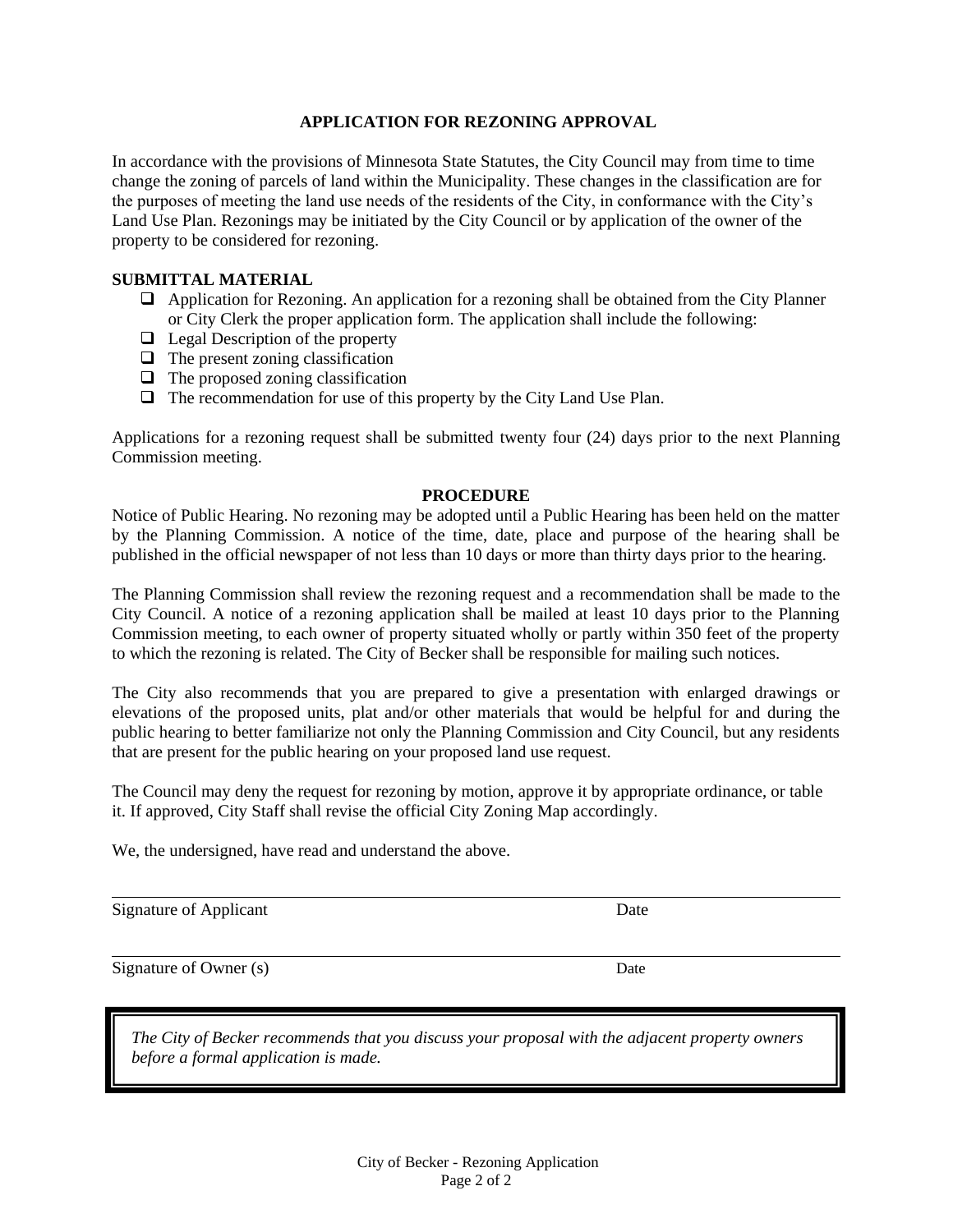## APPLICATION FOR REZONING APPROVAL

In accordance with the provisions of Minnesota State Statutes, the City Council may from time to time change the zoning of parcels of land within the Municipality. These changes in the classification are for the purposes of meeting the land use needs of the residents of the City, in conformance with the City's Land Use Plan. Rezonings may be initiated by the City Council or by application of the owner of the property to be considered for rezoning.

**SUBMITTAL MATERIAL**

- ☐ Application for Rezoning. An application for a rezoning shall be obtained from the City Planner or City Clerk the proper application form. The application shall include the following:
- ☐ Legal Description of the property
- ☐ The present zoning classification
- ☐ The proposed zoning classification
- ☐ The recommendation for use of this property by the City Land Use Plan.

Applications for a rezoning request shall be submitted twenty four (24) days prior to the next Planning Commission meeting.

### PROCEDURE

Notice of Public Hearing. No rezoning may be adopted until a Public Hearing has been held on the matter by the Planning Commission. A notice of the time, date, place and purpose of the hearing shall be published in the official newspaper of not less than 10 days or more than thirty days prior to the hearing.

The Planning Commission shall review the rezoning request and a recommendation shall be made to the City Council. A notice of a rezoning application shall be mailed at least 10 days prior to the Planning Commission meeting, to each owner of property situated wholly or partly within 350 feet of the property to which the rezoning is related. The City of Becker shall be responsible for mailing such notices.

The City also recommends that you are prepared to give a presentation with enlarged drawings or elevations of the proposed units, plat and/or other materials that would be helpful for and during the public hearing to better familiarize not only the Planning Commission and City Council, but any residents that are present for the public hearing on your proposed land use request.

The Council may deny the request for rezoning by motion, approve it by appropriate ordinance, or table it. If approved, City Staff shall revise the official City Zoning Map accordingly.

We, the undersigned, have read and understand the above.

_______________________________________________________________

Signature of Applicant                                        Date

_______________________________________________________________

Signature of Owner (s)                                        Date

*The City of Becker recommends that you discuss your proposal with the adjacent property owners before a formal application is made.*